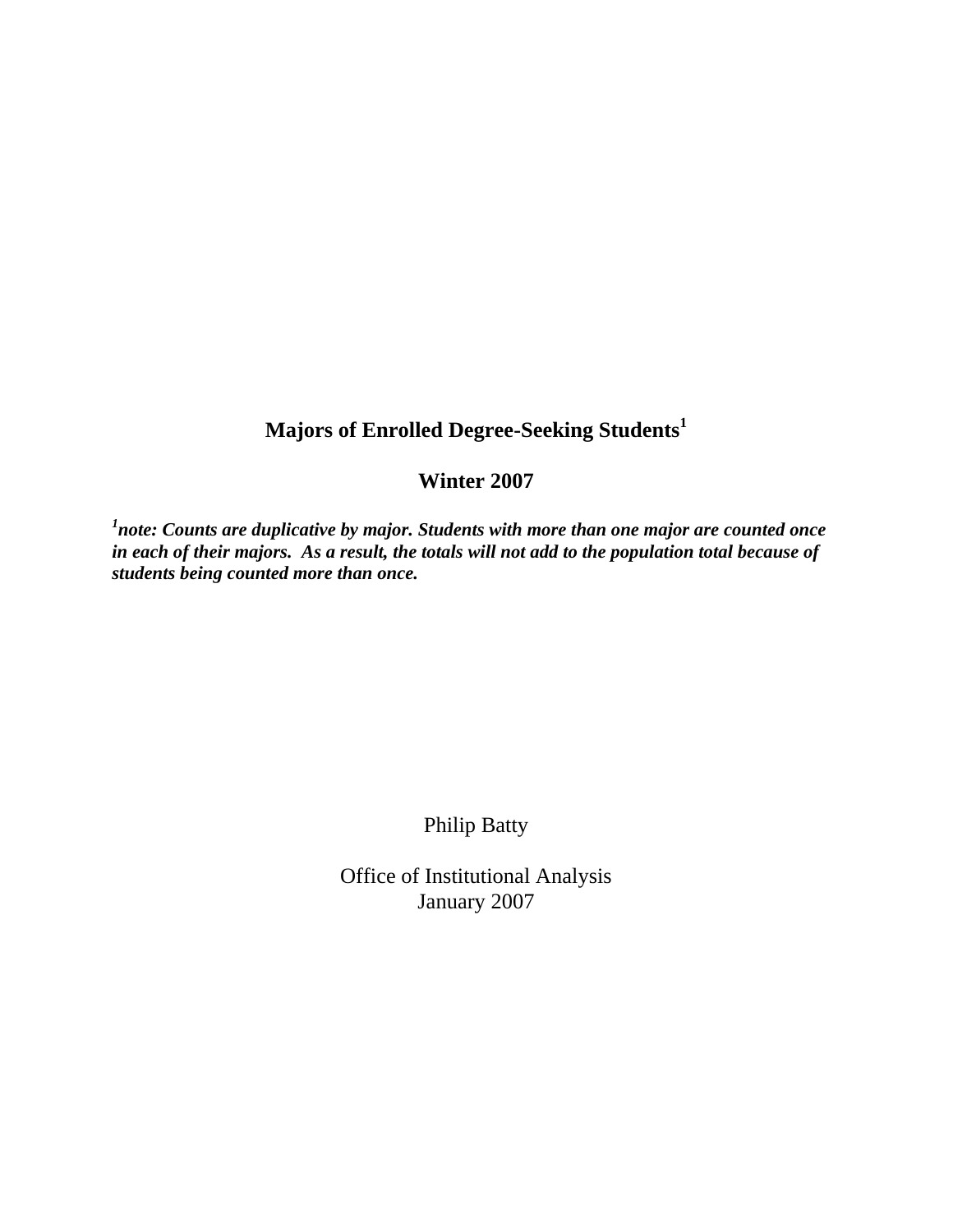# Majors of Enrolled Degree-Seeking Students[1]

## Winter 2007

***[1]note: Counts are duplicative by major. Students with more than one major are counted once in each of their majors. As a result, the totals will not add to the population total because of students being counted more than once.***

Philip Batty

Office of Institutional Analysis
January 2007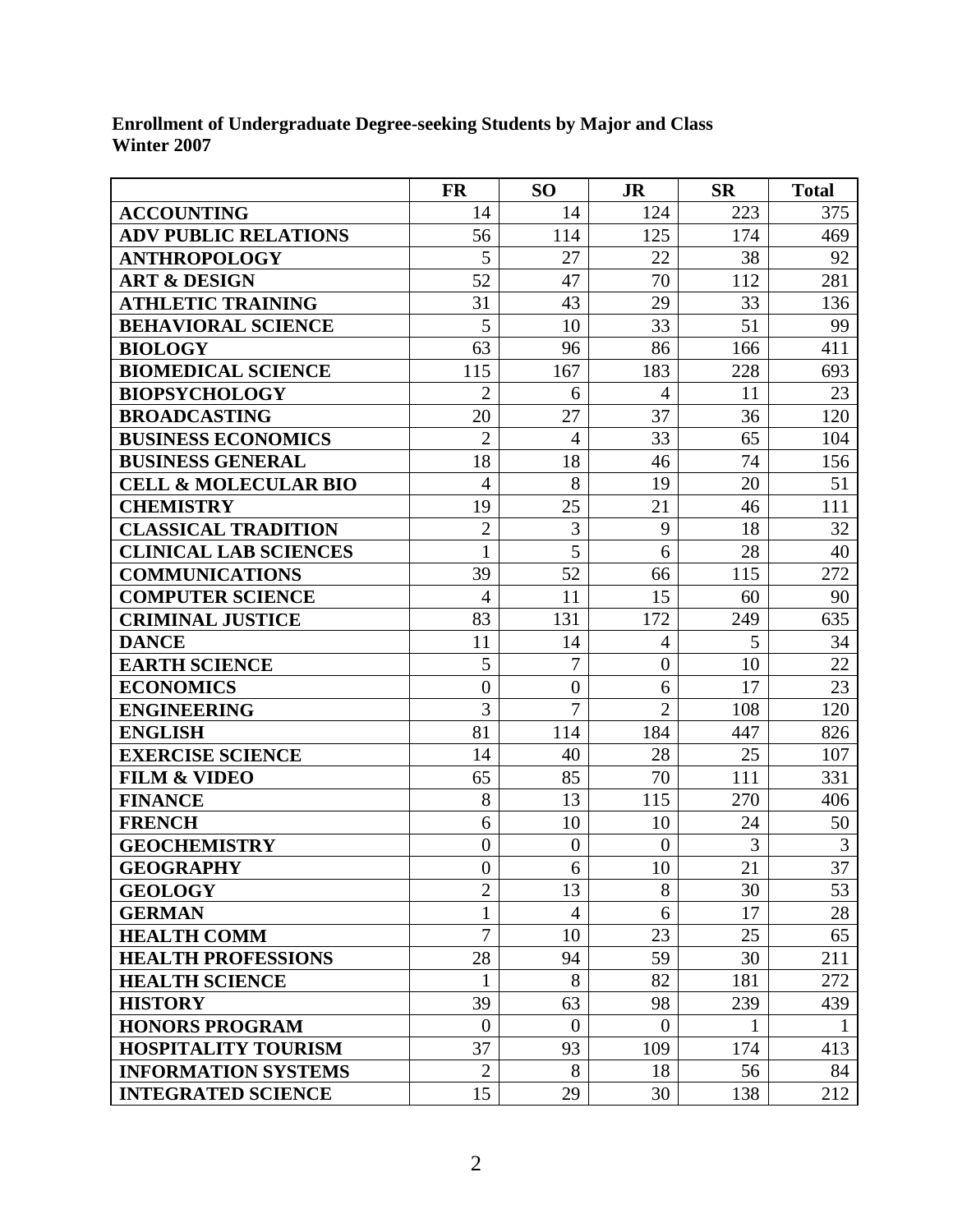**Enrollment of Undergraduate Degree-seeking Students by Major and Class**
**Winter 2007**

| | FR | SO | JR | SR | Total |
|---|---|---|---|---|---|
| ACCOUNTING | 14 | 14 | 124 | 223 | 375 |
| ADV PUBLIC RELATIONS | 56 | 114 | 125 | 174 | 469 |
| ANTHROPOLOGY | 5 | 27 | 22 | 38 | 92 |
| ART & DESIGN | 52 | 47 | 70 | 112 | 281 |
| ATHLETIC TRAINING | 31 | 43 | 29 | 33 | 136 |
| BEHAVIORAL SCIENCE | 5 | 10 | 33 | 51 | 99 |
| BIOLOGY | 63 | 96 | 86 | 166 | 411 |
| BIOMEDICAL SCIENCE | 115 | 167 | 183 | 228 | 693 |
| BIOPSYCHOLOGY | 2 | 6 | 4 | 11 | 23 |
| BROADCASTING | 20 | 27 | 37 | 36 | 120 |
| BUSINESS ECONOMICS | 2 | 4 | 33 | 65 | 104 |
| BUSINESS GENERAL | 18 | 18 | 46 | 74 | 156 |
| CELL & MOLECULAR BIO | 4 | 8 | 19 | 20 | 51 |
| CHEMISTRY | 19 | 25 | 21 | 46 | 111 |
| CLASSICAL TRADITION | 2 | 3 | 9 | 18 | 32 |
| CLINICAL LAB SCIENCES | 1 | 5 | 6 | 28 | 40 |
| COMMUNICATIONS | 39 | 52 | 66 | 115 | 272 |
| COMPUTER SCIENCE | 4 | 11 | 15 | 60 | 90 |
| CRIMINAL JUSTICE | 83 | 131 | 172 | 249 | 635 |
| DANCE | 11 | 14 | 4 | 5 | 34 |
| EARTH SCIENCE | 5 | 7 | 0 | 10 | 22 |
| ECONOMICS | 0 | 0 | 6 | 17 | 23 |
| ENGINEERING | 3 | 7 | 2 | 108 | 120 |
| ENGLISH | 81 | 114 | 184 | 447 | 826 |
| EXERCISE SCIENCE | 14 | 40 | 28 | 25 | 107 |
| FILM & VIDEO | 65 | 85 | 70 | 111 | 331 |
| FINANCE | 8 | 13 | 115 | 270 | 406 |
| FRENCH | 6 | 10 | 10 | 24 | 50 |
| GEOCHEMISTRY | 0 | 0 | 0 | 3 | 3 |
| GEOGRAPHY | 0 | 6 | 10 | 21 | 37 |
| GEOLOGY | 2 | 13 | 8 | 30 | 53 |
| GERMAN | 1 | 4 | 6 | 17 | 28 |
| HEALTH COMM | 7 | 10 | 23 | 25 | 65 |
| HEALTH PROFESSIONS | 28 | 94 | 59 | 30 | 211 |
| HEALTH SCIENCE | 1 | 8 | 82 | 181 | 272 |
| HISTORY | 39 | 63 | 98 | 239 | 439 |
| HONORS PROGRAM | 0 | 0 | 0 | 1 | 1 |
| HOSPITALITY TOURISM | 37 | 93 | 109 | 174 | 413 |
| INFORMATION SYSTEMS | 2 | 8 | 18 | 56 | 84 |
| INTEGRATED SCIENCE | 15 | 29 | 30 | 138 | 212 |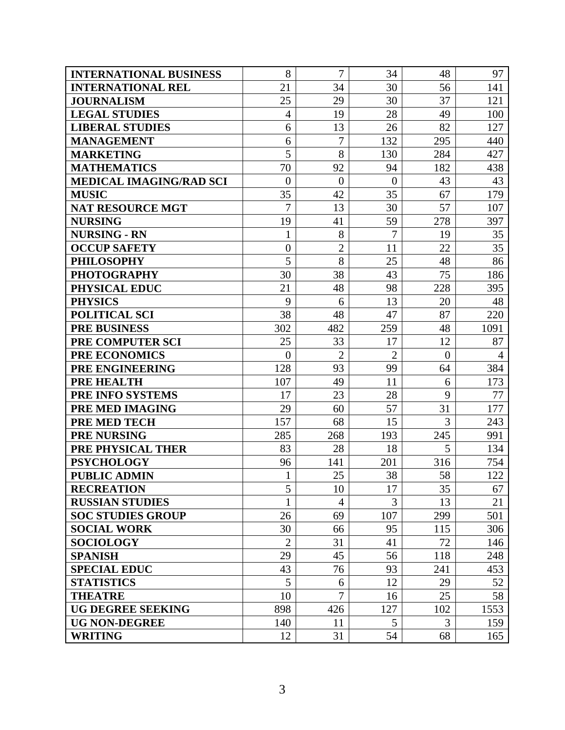| | | | | | |
|---|---|---|---|---|---|
| **INTERNATIONAL BUSINESS** | 8 | 7 | 34 | 48 | 97 |
| **INTERNATIONAL REL** | 21 | 34 | 30 | 56 | 141 |
| **JOURNALISM** | 25 | 29 | 30 | 37 | 121 |
| **LEGAL STUDIES** | 4 | 19 | 28 | 49 | 100 |
| **LIBERAL STUDIES** | 6 | 13 | 26 | 82 | 127 |
| **MANAGEMENT** | 6 | 7 | 132 | 295 | 440 |
| **MARKETING** | 5 | 8 | 130 | 284 | 427 |
| **MATHEMATICS** | 70 | 92 | 94 | 182 | 438 |
| **MEDICAL IMAGING/RAD SCI** | 0 | 0 | 0 | 43 | 43 |
| **MUSIC** | 35 | 42 | 35 | 67 | 179 |
| **NAT RESOURCE MGT** | 7 | 13 | 30 | 57 | 107 |
| **NURSING** | 19 | 41 | 59 | 278 | 397 |
| **NURSING - RN** | 1 | 8 | 7 | 19 | 35 |
| **OCCUP SAFETY** | 0 | 2 | 11 | 22 | 35 |
| **PHILOSOPHY** | 5 | 8 | 25 | 48 | 86 |
| **PHOTOGRAPHY** | 30 | 38 | 43 | 75 | 186 |
| **PHYSICAL EDUC** | 21 | 48 | 98 | 228 | 395 |
| **PHYSICS** | 9 | 6 | 13 | 20 | 48 |
| **POLITICAL SCI** | 38 | 48 | 47 | 87 | 220 |
| **PRE BUSINESS** | 302 | 482 | 259 | 48 | 1091 |
| **PRE COMPUTER SCI** | 25 | 33 | 17 | 12 | 87 |
| **PRE ECONOMICS** | 0 | 2 | 2 | 0 | 4 |
| **PRE ENGINEERING** | 128 | 93 | 99 | 64 | 384 |
| **PRE HEALTH** | 107 | 49 | 11 | 6 | 173 |
| **PRE INFO SYSTEMS** | 17 | 23 | 28 | 9 | 77 |
| **PRE MED IMAGING** | 29 | 60 | 57 | 31 | 177 |
| **PRE MED TECH** | 157 | 68 | 15 | 3 | 243 |
| **PRE NURSING** | 285 | 268 | 193 | 245 | 991 |
| **PRE PHYSICAL THER** | 83 | 28 | 18 | 5 | 134 |
| **PSYCHOLOGY** | 96 | 141 | 201 | 316 | 754 |
| **PUBLIC ADMIN** | 1 | 25 | 38 | 58 | 122 |
| **RECREATION** | 5 | 10 | 17 | 35 | 67 |
| **RUSSIAN STUDIES** | 1 | 4 | 3 | 13 | 21 |
| **SOC STUDIES GROUP** | 26 | 69 | 107 | 299 | 501 |
| **SOCIAL WORK** | 30 | 66 | 95 | 115 | 306 |
| **SOCIOLOGY** | 2 | 31 | 41 | 72 | 146 |
| **SPANISH** | 29 | 45 | 56 | 118 | 248 |
| **SPECIAL EDUC** | 43 | 76 | 93 | 241 | 453 |
| **STATISTICS** | 5 | 6 | 12 | 29 | 52 |
| **THEATRE** | 10 | 7 | 16 | 25 | 58 |
| **UG DEGREE SEEKING** | 898 | 426 | 127 | 102 | 1553 |
| **UG NON-DEGREE** | 140 | 11 | 5 | 3 | 159 |
| **WRITING** | 12 | 31 | 54 | 68 | 165 |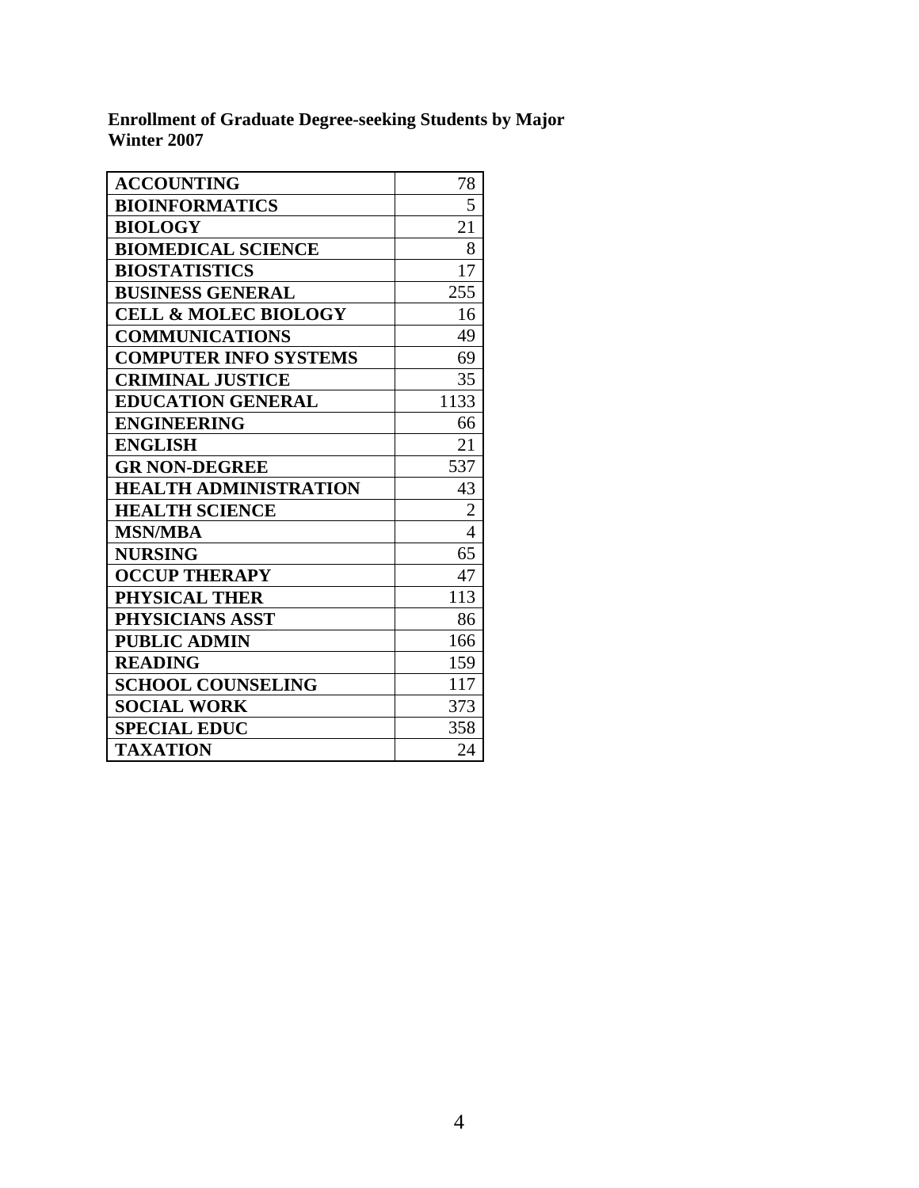**Enrollment of Graduate Degree-seeking Students by Major**
**Winter 2007**

| | |
|---|---|
| **ACCOUNTING** | 78 |
| **BIOINFORMATICS** | 5 |
| **BIOLOGY** | 21 |
| **BIOMEDICAL SCIENCE** | 8 |
| **BIOSTATISTICS** | 17 |
| **BUSINESS GENERAL** | 255 |
| **CELL & MOLEC BIOLOGY** | 16 |
| **COMMUNICATIONS** | 49 |
| **COMPUTER INFO SYSTEMS** | 69 |
| **CRIMINAL JUSTICE** | 35 |
| **EDUCATION GENERAL** | 1133 |
| **ENGINEERING** | 66 |
| **ENGLISH** | 21 |
| **GR NON-DEGREE** | 537 |
| **HEALTH ADMINISTRATION** | 43 |
| **HEALTH SCIENCE** | 2 |
| **MSN/MBA** | 4 |
| **NURSING** | 65 |
| **OCCUP THERAPY** | 47 |
| **PHYSICAL THER** | 113 |
| **PHYSICIANS ASST** | 86 |
| **PUBLIC ADMIN** | 166 |
| **READING** | 159 |
| **SCHOOL COUNSELING** | 117 |
| **SOCIAL WORK** | 373 |
| **SPECIAL EDUC** | 358 |
| **TAXATION** | 24 |